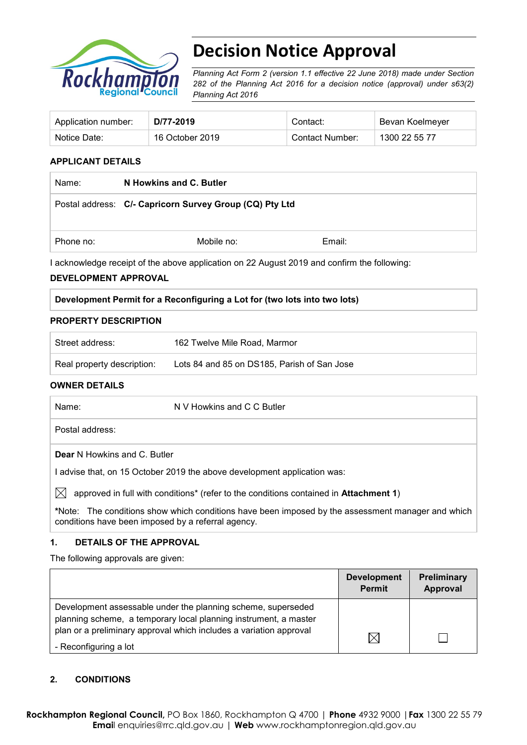# Decision Notice Approval

*Planning Act Form 2 (version 1.1 effective 22 June 2018) made under Section 282 of the Planning Act 2016 for a decision notice (approval) under s63(2) Planning Act 2016*

| Application number: | **D/77-2019** | Contact: | Bevan Koelmeyer |
|---|---|---|---|
| Notice Date: | 16 October 2019 | Contact Number: | 1300 22 55 77 |

**APPLICANT DETAILS**

| Name: | **N Howkins and C. Butler** | |
|---|---|---|
| Postal address: | **C/- Capricorn Survey Group (CQ) Pty Ltd** | |
| Phone no: | Mobile no: | Email: |

I acknowledge receipt of the above application on 22 August 2019 and confirm the following:

**DEVELOPMENT APPROVAL**

| **Development Permit for a Reconfiguring a Lot for (two lots into two lots)** |
|---|

**PROPERTY DESCRIPTION**

| Street address: | 162 Twelve Mile Road, Marmor |
|---|---|
| Real property description: | Lots 84 and 85 on DS185, Parish of San Jose |

**OWNER DETAILS**

| Name: | N V Howkins and C C Butler |
|---|---|
| Postal address: | |

**Dear** N Howkins and C. Butler

I advise that, on 15 October 2019 the above development application was:

☒ approved in full with conditions* (refer to the conditions contained in **Attachment 1**)

*Note: The conditions show which conditions have been imposed by the assessment manager and which conditions have been imposed by a referral agency.

## 1. DETAILS OF THE APPROVAL

The following approvals are given:

| | **Development Permit** | **Preliminary Approval** |
|---|---|---|
| Development assessable under the planning scheme, superseded planning scheme, a temporary local planning instrument, a master plan or a preliminary approval which includes a variation approval<br>- Reconfiguring a lot | ☒ | ☐ |

## 2. CONDITIONS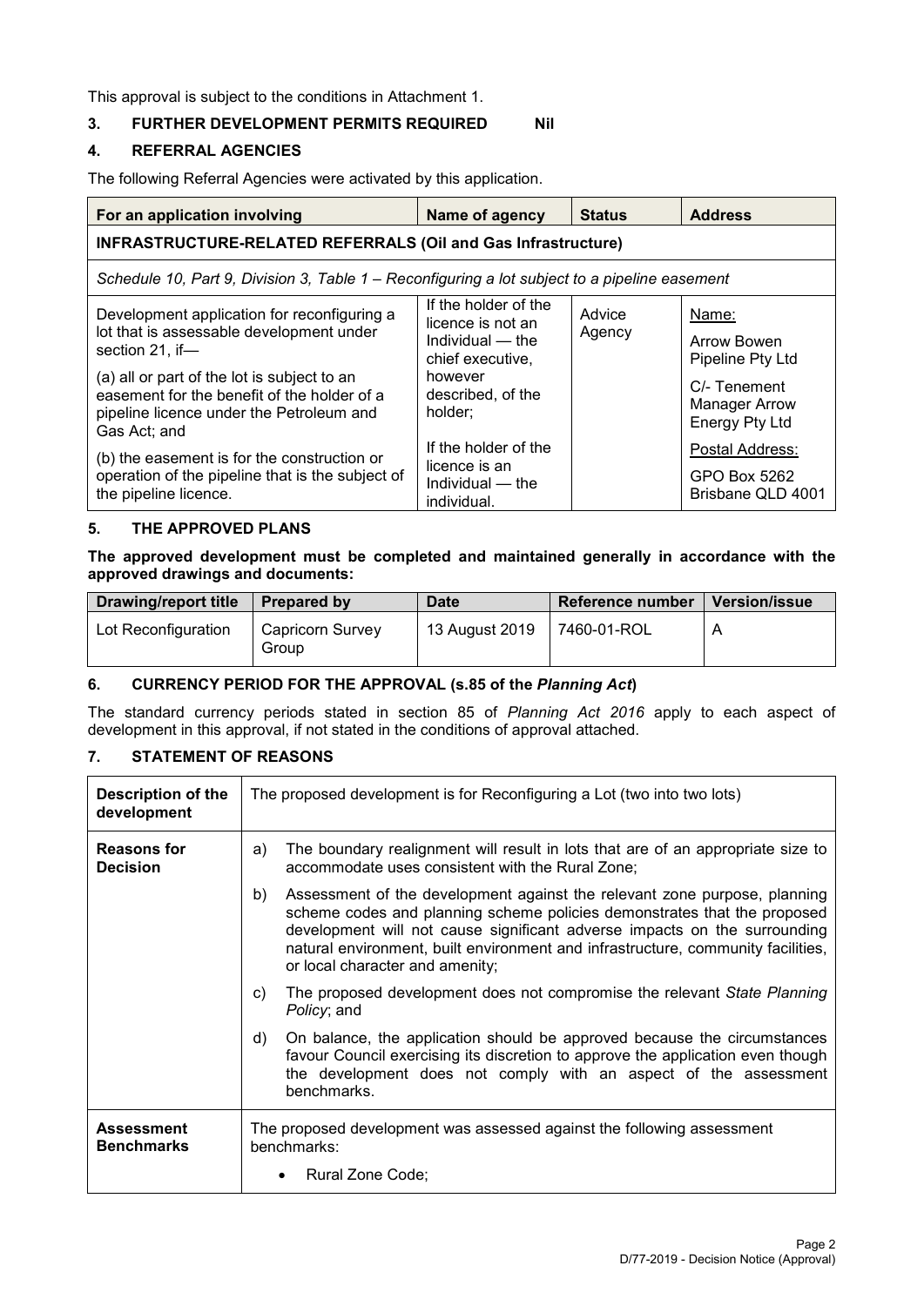This approval is subject to the conditions in Attachment 1.

## 3. FURTHER DEVELOPMENT PERMITS REQUIRED Nil

## 4. REFERRAL AGENCIES

The following Referral Agencies were activated by this application.

| For an application involving | Name of agency | Status | Address |
|---|---|---|---|
| **INFRASTRUCTURE-RELATED REFERRALS (Oil and Gas Infrastructure)** | | | |
| *Schedule 10, Part 9, Division 3, Table 1 – Reconfiguring a lot subject to a pipeline easement* | | | |
| Development application for reconfiguring a lot that is assessable development under section 21, if— (a) all or part of the lot is subject to an easement for the benefit of the holder of a pipeline licence under the Petroleum and Gas Act; and (b) the easement is for the construction or operation of the pipeline that is the subject of the pipeline licence. | If the holder of the licence is not an Individual — the chief executive, however described, of the holder; If the holder of the licence is an Individual — the individual. | Advice Agency | Name: Arrow Bowen Pipeline Pty Ltd C/- Tenement Manager Arrow Energy Pty Ltd Postal Address: GPO Box 5262 Brisbane QLD 4001 |

## 5. THE APPROVED PLANS

**The approved development must be completed and maintained generally in accordance with the approved drawings and documents:**

| Drawing/report title | Prepared by | Date | Reference number | Version/issue |
|---|---|---|---|---|
| Lot Reconfiguration | Capricorn Survey Group | 13 August 2019 | 7460-01-ROL | A |

## 6. CURRENCY PERIOD FOR THE APPROVAL (s.85 of the *Planning Act*)

The standard currency periods stated in section 85 of *Planning Act 2016* apply to each aspect of development in this approval, if not stated in the conditions of approval attached.

## 7. STATEMENT OF REASONS

| | |
|---|---|
| **Description of the development** | The proposed development is for Reconfiguring a Lot (two into two lots) |
| **Reasons for Decision** | a) The boundary realignment will result in lots that are of an appropriate size to accommodate uses consistent with the Rural Zone; b) Assessment of the development against the relevant zone purpose, planning scheme codes and planning scheme policies demonstrates that the proposed development will not cause significant adverse impacts on the surrounding natural environment, built environment and infrastructure, community facilities, or local character and amenity; c) The proposed development does not compromise the relevant *State Planning Policy*; and d) On balance, the application should be approved because the circumstances favour Council exercising its discretion to approve the application even though the development does not comply with an aspect of the assessment benchmarks. |
| **Assessment Benchmarks** | The proposed development was assessed against the following assessment benchmarks: • Rural Zone Code; |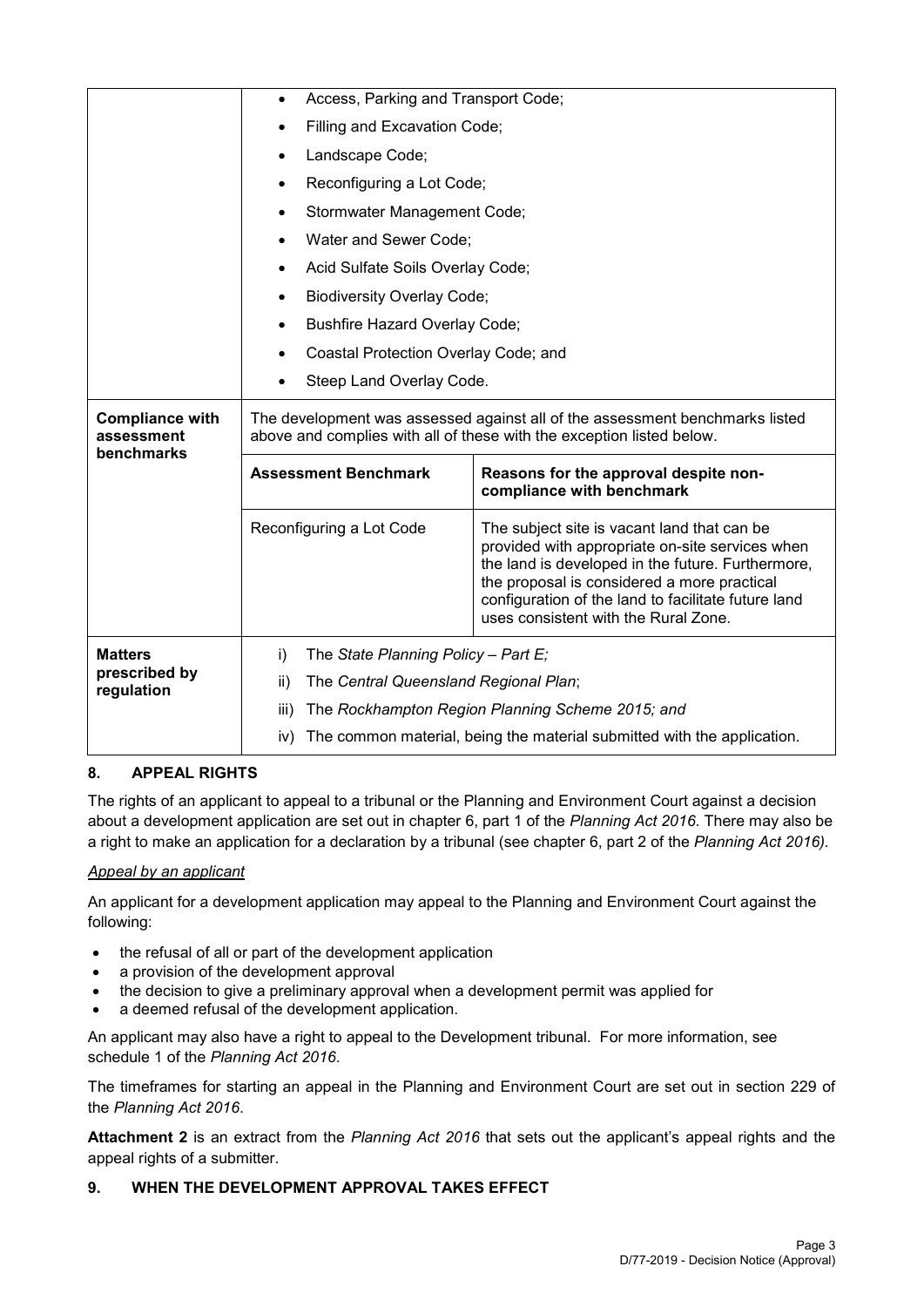| | | |
|---|---|---|
| | • Access, Parking and Transport Code;<br>• Filling and Excavation Code;<br>• Landscape Code;<br>• Reconfiguring a Lot Code;<br>• Stormwater Management Code;<br>• Water and Sewer Code;<br>• Acid Sulfate Soils Overlay Code;<br>• Biodiversity Overlay Code;<br>• Bushfire Hazard Overlay Code;<br>• Coastal Protection Overlay Code; and<br>• Steep Land Overlay Code. | |
| **Compliance with assessment benchmarks** | The development was assessed against all of the assessment benchmarks listed above and complies with all of these with the exception listed below. | |
| | **Assessment Benchmark** | **Reasons for the approval despite non-compliance with benchmark** |
| | Reconfiguring a Lot Code | The subject site is vacant land that can be provided with appropriate on-site services when the land is developed in the future. Furthermore, the proposal is considered a more practical configuration of the land to facilitate future land uses consistent with the Rural Zone. |
| **Matters prescribed by regulation** | i) The *State Planning Policy – Part E;*<br>ii) The *Central Queensland Regional Plan*;<br>iii) The *Rockhampton Region Planning Scheme 2015; and*<br>iv) The common material, being the material submitted with the application. | |

## 8. APPEAL RIGHTS

The rights of an applicant to appeal to a tribunal or the Planning and Environment Court against a decision about a development application are set out in chapter 6, part 1 of the *Planning Act 2016*. There may also be a right to make an application for a declaration by a tribunal (see chapter 6, part 2 of the *Planning Act 2016).*

*Appeal by an applicant*

An applicant for a development application may appeal to the Planning and Environment Court against the following:

- the refusal of all or part of the development application
- a provision of the development approval
- the decision to give a preliminary approval when a development permit was applied for
- a deemed refusal of the development application.

An applicant may also have a right to appeal to the Development tribunal. For more information, see schedule 1 of the *Planning Act 2016*.

The timeframes for starting an appeal in the Planning and Environment Court are set out in section 229 of the *Planning Act 2016*.

**Attachment 2** is an extract from the *Planning Act 2016* that sets out the applicant's appeal rights and the appeal rights of a submitter.

## 9. WHEN THE DEVELOPMENT APPROVAL TAKES EFFECT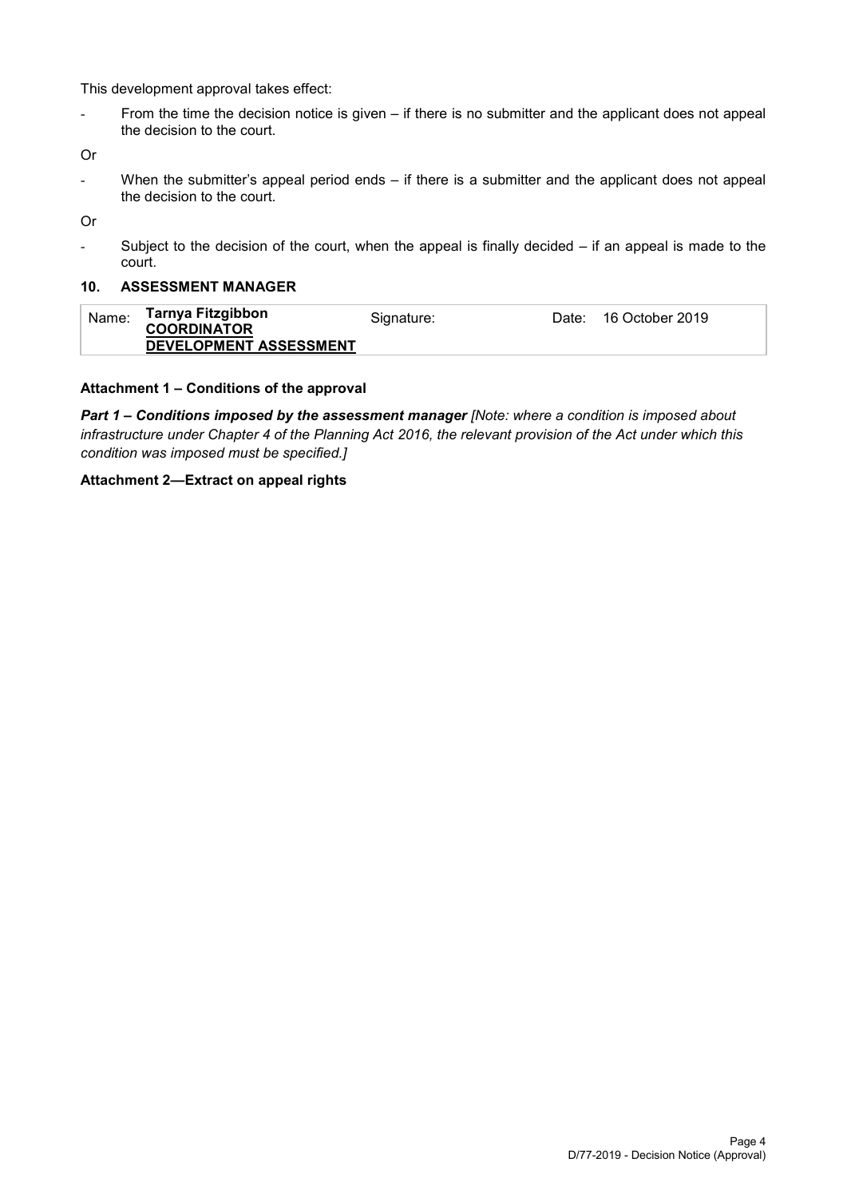This development approval takes effect:

- From the time the decision notice is given – if there is no submitter and the applicant does not appeal the decision to the court.

Or

- When the submitter's appeal period ends – if there is a submitter and the applicant does not appeal the decision to the court.

Or

- Subject to the decision of the court, when the appeal is finally decided – if an appeal is made to the court.

## 10. ASSESSMENT MANAGER

| Name: | **Tarnya Fitzgibbon** **COORDINATOR** **DEVELOPMENT ASSESSMENT** | Signature: | Date: 16 October 2019 |
|---|---|---|---|

**Attachment 1 – Conditions of the approval**

***Part 1 – Conditions imposed by the assessment manager*** *[Note: where a condition is imposed about infrastructure under Chapter 4 of the Planning Act 2016, the relevant provision of the Act under which this condition was imposed must be specified.]*

**Attachment 2—Extract on appeal rights**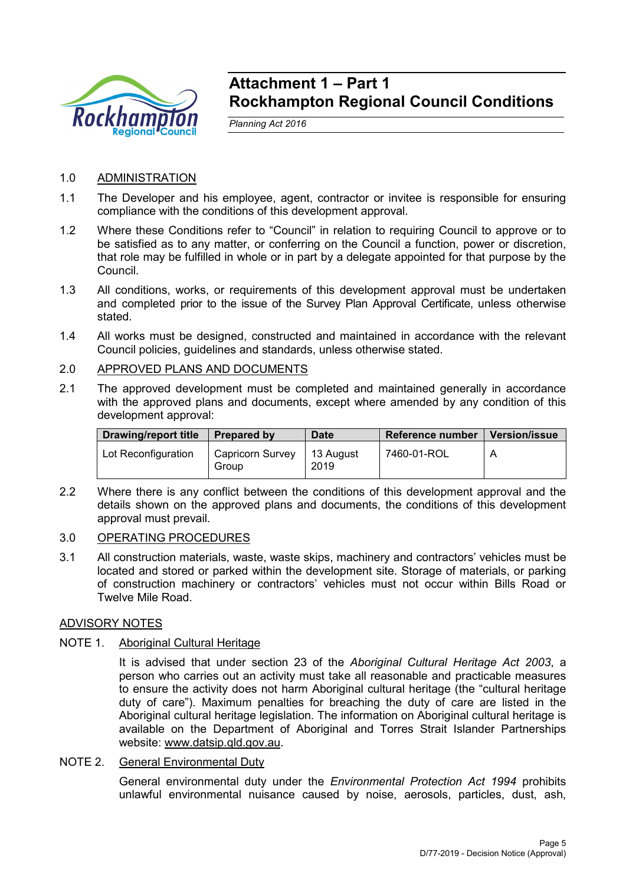# Attachment 1 – Part 1
# Rockhampton Regional Council Conditions

*Planning Act 2016*

1.0 ADMINISTRATION

1.1 The Developer and his employee, agent, contractor or invitee is responsible for ensuring compliance with the conditions of this development approval.

1.2 Where these Conditions refer to "Council" in relation to requiring Council to approve or to be satisfied as to any matter, or conferring on the Council a function, power or discretion, that role may be fulfilled in whole or in part by a delegate appointed for that purpose by the Council.

1.3 All conditions, works, or requirements of this development approval must be undertaken and completed prior to the issue of the Survey Plan Approval Certificate, unless otherwise stated.

1.4 All works must be designed, constructed and maintained in accordance with the relevant Council policies, guidelines and standards, unless otherwise stated.

2.0 APPROVED PLANS AND DOCUMENTS

2.1 The approved development must be completed and maintained generally in accordance with the approved plans and documents, except where amended by any condition of this development approval:

| Drawing/report title | Prepared by | Date | Reference number | Version/issue |
|---|---|---|---|---|
| Lot Reconfiguration | Capricorn Survey Group | 13 August 2019 | 7460-01-ROL | A |

2.2 Where there is any conflict between the conditions of this development approval and the details shown on the approved plans and documents, the conditions of this development approval must prevail.

3.0 OPERATING PROCEDURES

3.1 All construction materials, waste, waste skips, machinery and contractors' vehicles must be located and stored or parked within the development site. Storage of materials, or parking of construction machinery or contractors' vehicles must not occur within Bills Road or Twelve Mile Road.

ADVISORY NOTES

NOTE 1. Aboriginal Cultural Heritage

It is advised that under section 23 of the *Aboriginal Cultural Heritage Act 2003*, a person who carries out an activity must take all reasonable and practicable measures to ensure the activity does not harm Aboriginal cultural heritage (the "cultural heritage duty of care"). Maximum penalties for breaching the duty of care are listed in the Aboriginal cultural heritage legislation. The information on Aboriginal cultural heritage is available on the Department of Aboriginal and Torres Strait Islander Partnerships website: www.datsip.qld.gov.au.

NOTE 2. General Environmental Duty

General environmental duty under the *Environmental Protection Act 1994* prohibits unlawful environmental nuisance caused by noise, aerosols, particles, dust, ash,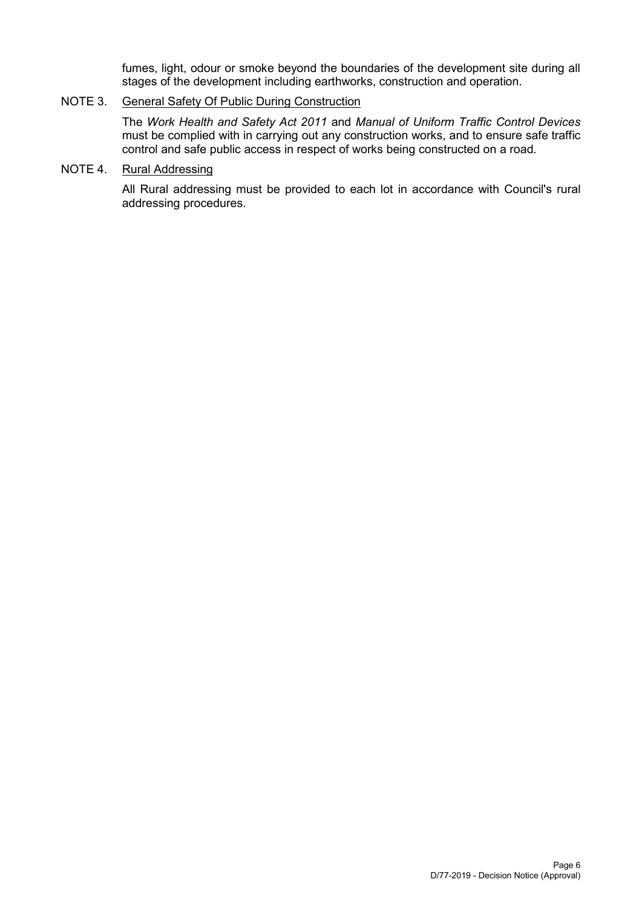fumes, light, odour or smoke beyond the boundaries of the development site during all stages of the development including earthworks, construction and operation.

NOTE 3. General Safety Of Public During Construction

The *Work Health and Safety Act 2011* and *Manual of Uniform Traffic Control Devices* must be complied with in carrying out any construction works, and to ensure safe traffic control and safe public access in respect of works being constructed on a road.

NOTE 4. Rural Addressing

All Rural addressing must be provided to each lot in accordance with Council's rural addressing procedures.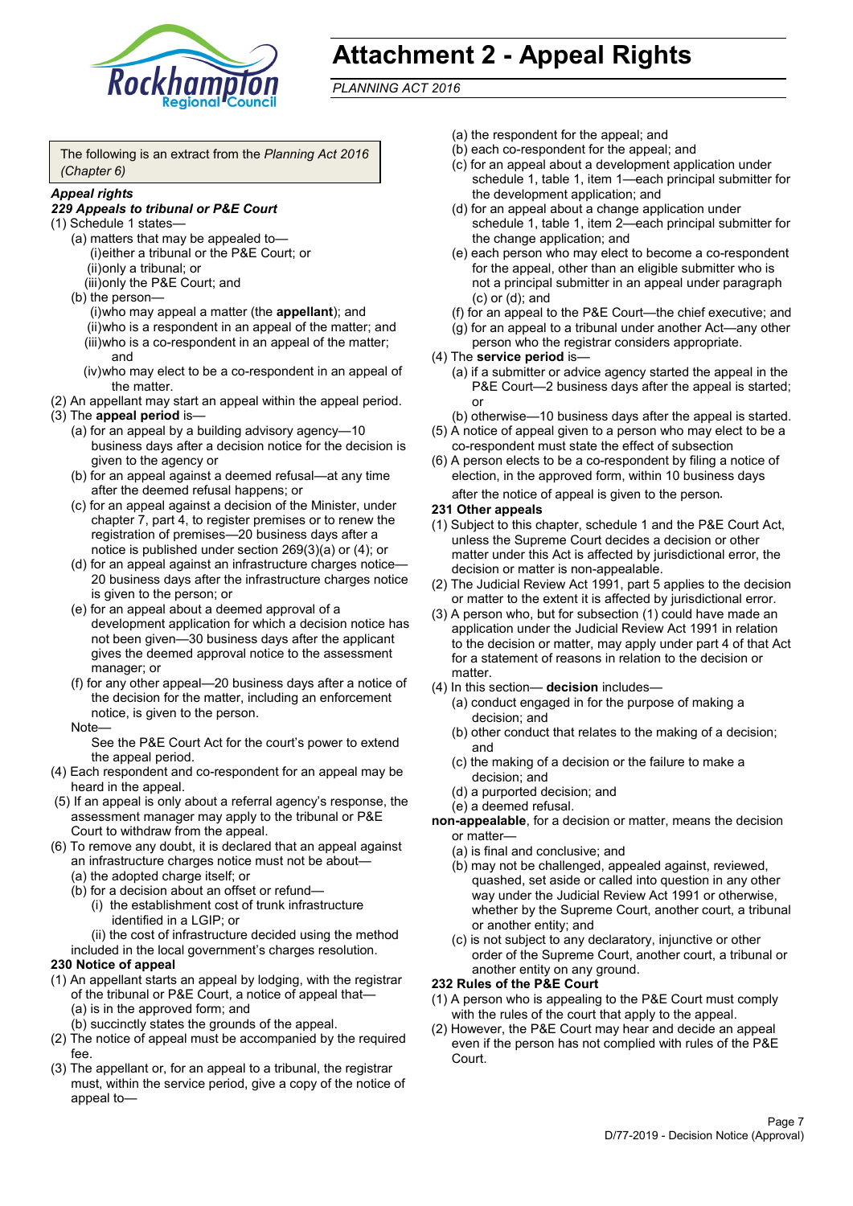# Attachment 2 - Appeal Rights

*PLANNING ACT 2016*

The following is an extract from the *Planning Act 2016 (Chapter 6)*

***Appeal rights***

***229 Appeals to tribunal or P&E Court***

(1) Schedule 1 states—

- (a) matters that may be appealed to—
  - (i) either a tribunal or the P&E Court; or
  - (ii) only a tribunal; or
  - (iii) only the P&E Court; and
- (b) the person—
  - (i) who may appeal a matter (the **appellant**); and
  - (ii) who is a respondent in an appeal of the matter; and
  - (iii) who is a co-respondent in an appeal of the matter; and
  - (iv) who may elect to be a co-respondent in an appeal of the matter.

(2) An appellant may start an appeal within the appeal period.

(3) The **appeal period** is—

- (a) for an appeal by a building advisory agency—10 business days after a decision notice for the decision is given to the agency or
- (b) for an appeal against a deemed refusal—at any time after the deemed refusal happens; or
- (c) for an appeal against a decision of the Minister, under chapter 7, part 4, to register premises or to renew the registration of premises—20 business days after a notice is published under section 269(3)(a) or (4); or
- (d) for an appeal against an infrastructure charges notice—20 business days after the infrastructure charges notice is given to the person; or
- (e) for an appeal about a deemed approval of a development application for which a decision notice has not been given—30 business days after the applicant gives the deemed approval notice to the assessment manager; or
- (f) for any other appeal—20 business days after a notice of the decision for the matter, including an enforcement notice, is given to the person.

Note—

See the P&E Court Act for the court's power to extend the appeal period.

(4) Each respondent and co-respondent for an appeal may be heard in the appeal.

(5) If an appeal is only about a referral agency's response, the assessment manager may apply to the tribunal or P&E Court to withdraw from the appeal.

(6) To remove any doubt, it is declared that an appeal against an infrastructure charges notice must not be about—

- (a) the adopted charge itself; or
- (b) for a decision about an offset or refund—
  - (i) the establishment cost of trunk infrastructure identified in a LGIP; or
  - (ii) the cost of infrastructure decided using the method included in the local government's charges resolution.

**230 Notice of appeal**

(1) An appellant starts an appeal by lodging, with the registrar of the tribunal or P&E Court, a notice of appeal that—

- (a) is in the approved form; and
- (b) succinctly states the grounds of the appeal.

(2) The notice of appeal must be accompanied by the required fee.

(3) The appellant or, for an appeal to a tribunal, the registrar must, within the service period, give a copy of the notice of appeal to—

- (a) the respondent for the appeal; and
- (b) each co-respondent for the appeal; and
- (c) for an appeal about a development application under schedule 1, table 1, item 1—each principal submitter for the development application; and
- (d) for an appeal about a change application under schedule 1, table 1, item 2—each principal submitter for the change application; and
- (e) each person who may elect to become a co-respondent for the appeal, other than an eligible submitter who is not a principal submitter in an appeal under paragraph (c) or (d); and
- (f) for an appeal to the P&E Court—the chief executive; and
- (g) for an appeal to a tribunal under another Act—any other person who the registrar considers appropriate.

(4) The **service period** is—

- (a) if a submitter or advice agency started the appeal in the P&E Court—2 business days after the appeal is started; or
- (b) otherwise—10 business days after the appeal is started.

(5) A notice of appeal given to a person who may elect to be a co-respondent must state the effect of subsection

(6) A person elects to be a co-respondent by filing a notice of election, in the approved form, within 10 business days after the notice of appeal is given to the person.

**231 Other appeals**

(1) Subject to this chapter, schedule 1 and the P&E Court Act, unless the Supreme Court decides a decision or other matter under this Act is affected by jurisdictional error, the decision or matter is non-appealable.

(2) The Judicial Review Act 1991, part 5 applies to the decision or matter to the extent it is affected by jurisdictional error.

(3) A person who, but for subsection (1) could have made an application under the Judicial Review Act 1991 in relation to the decision or matter, may apply under part 4 of that Act for a statement of reasons in relation to the decision or matter.

(4) In this section— **decision** includes—

- (a) conduct engaged in for the purpose of making a decision; and
- (b) other conduct that relates to the making of a decision; and
- (c) the making of a decision or the failure to make a decision; and
- (d) a purported decision; and
- (e) a deemed refusal.

**non-appealable**, for a decision or matter, means the decision or matter—

- (a) is final and conclusive; and
- (b) may not be challenged, appealed against, reviewed, quashed, set aside or called into question in any other way under the Judicial Review Act 1991 or otherwise, whether by the Supreme Court, another court, a tribunal or another entity; and
- (c) is not subject to any declaratory, injunctive or other order of the Supreme Court, another court, a tribunal or another entity on any ground.

**232 Rules of the P&E Court**

(1) A person who is appealing to the P&E Court must comply with the rules of the court that apply to the appeal.

(2) However, the P&E Court may hear and decide an appeal even if the person has not complied with rules of the P&E Court.

D/77-2019 - Decision Notice (Approval)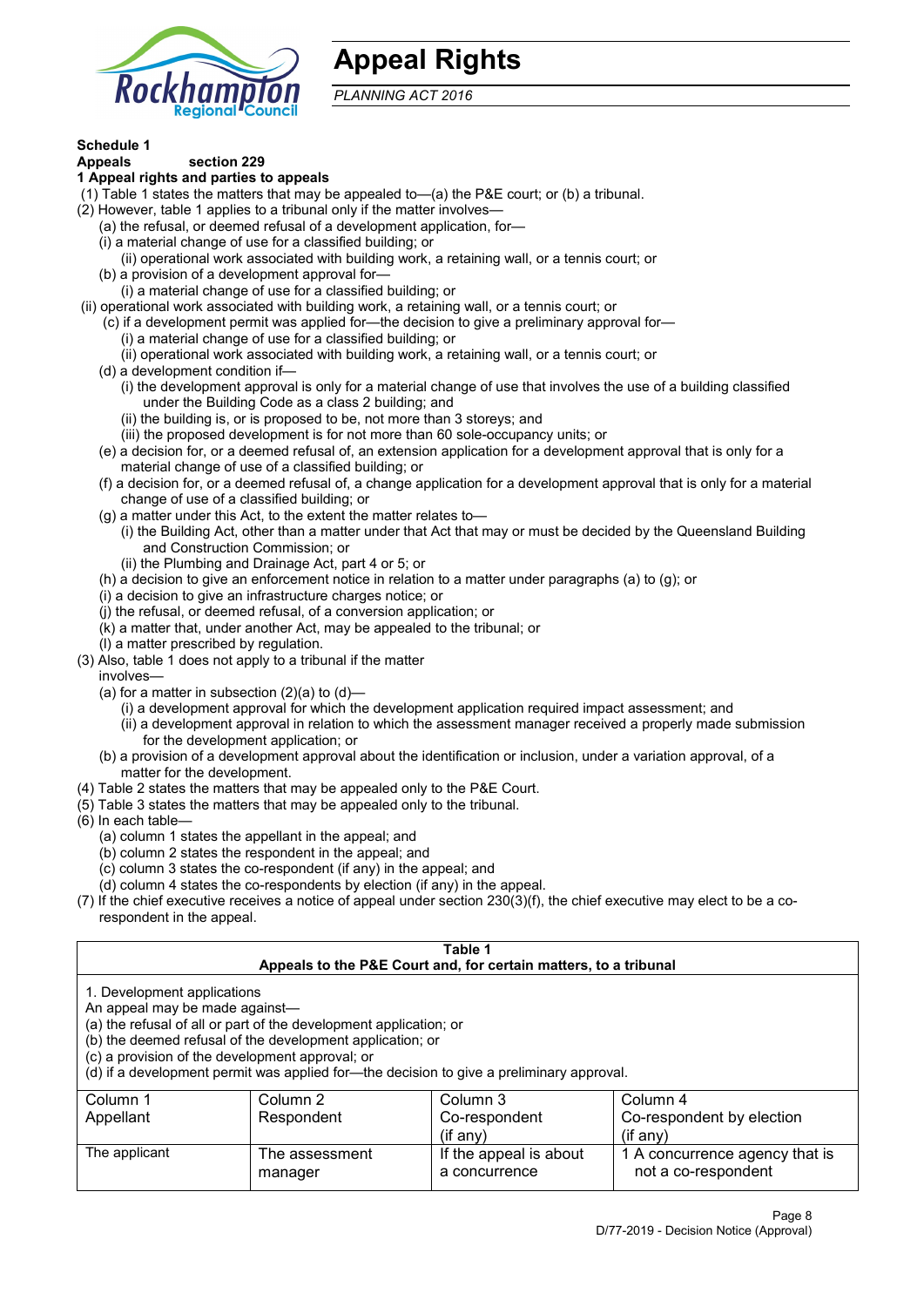# Appeal Rights

*PLANNING ACT 2016*

**Schedule 1**

**Appeals section 229**

**1 Appeal rights and parties to appeals**

(1) Table 1 states the matters that may be appealed to—(a) the P&E court; or (b) a tribunal.

(2) However, table 1 applies to a tribunal only if the matter involves—

(a) the refusal, or deemed refusal of a development application, for—

(i) a material change of use for a classified building; or

(ii) operational work associated with building work, a retaining wall, or a tennis court; or

(b) a provision of a development approval for—

(i) a material change of use for a classified building; or

(ii) operational work associated with building work, a retaining wall, or a tennis court; or

(c) if a development permit was applied for—the decision to give a preliminary approval for—

(i) a material change of use for a classified building; or

(ii) operational work associated with building work, a retaining wall, or a tennis court; or

(d) a development condition if—

(i) the development approval is only for a material change of use that involves the use of a building classified under the Building Code as a class 2 building; and

(ii) the building is, or is proposed to be, not more than 3 storeys; and

(iii) the proposed development is for not more than 60 sole-occupancy units; or

(e) a decision for, or a deemed refusal of, an extension application for a development approval that is only for a material change of use of a classified building; or

(f) a decision for, or a deemed refusal of, a change application for a development approval that is only for a material change of use of a classified building; or

(g) a matter under this Act, to the extent the matter relates to—

(i) the Building Act, other than a matter under that Act that may or must be decided by the Queensland Building and Construction Commission; or

(ii) the Plumbing and Drainage Act, part 4 or 5; or

(h) a decision to give an enforcement notice in relation to a matter under paragraphs (a) to (g); or

(i) a decision to give an infrastructure charges notice; or

(j) the refusal, or deemed refusal, of a conversion application; or

(k) a matter that, under another Act, may be appealed to the tribunal; or

(l) a matter prescribed by regulation.

(3) Also, table 1 does not apply to a tribunal if the matter involves—

(a) for a matter in subsection (2)(a) to (d)—

(i) a development approval for which the development application required impact assessment; and

(ii) a development approval in relation to which the assessment manager received a properly made submission for the development application; or

(b) a provision of a development approval about the identification or inclusion, under a variation approval, of a matter for the development.

(4) Table 2 states the matters that may be appealed only to the P&E Court.

(5) Table 3 states the matters that may be appealed only to the tribunal.

(6) In each table—

(a) column 1 states the appellant in the appeal; and

(b) column 2 states the respondent in the appeal; and

(c) column 3 states the co-respondent (if any) in the appeal; and

(d) column 4 states the co-respondents by election (if any) in the appeal.

(7) If the chief executive receives a notice of appeal under section 230(3)(f), the chief executive may elect to be a co-respondent in the appeal.

**Table 1**
**Appeals to the P&E Court and, for certain matters, to a tribunal**

1. Development applications

An appeal may be made against—

(a) the refusal of all or part of the development application; or

(b) the deemed refusal of the development application; or

(c) a provision of the development approval; or

(d) if a development permit was applied for—the decision to give a preliminary approval.

| Column 1<br>Appellant | Column 2<br>Respondent | Column 3<br>Co-respondent<br>(if any) | Column 4<br>Co-respondent by election<br>(if any) |
|---|---|---|---|
| The applicant | The assessment manager | If the appeal is about a concurrence | 1 A concurrence agency that is not a co-respondent |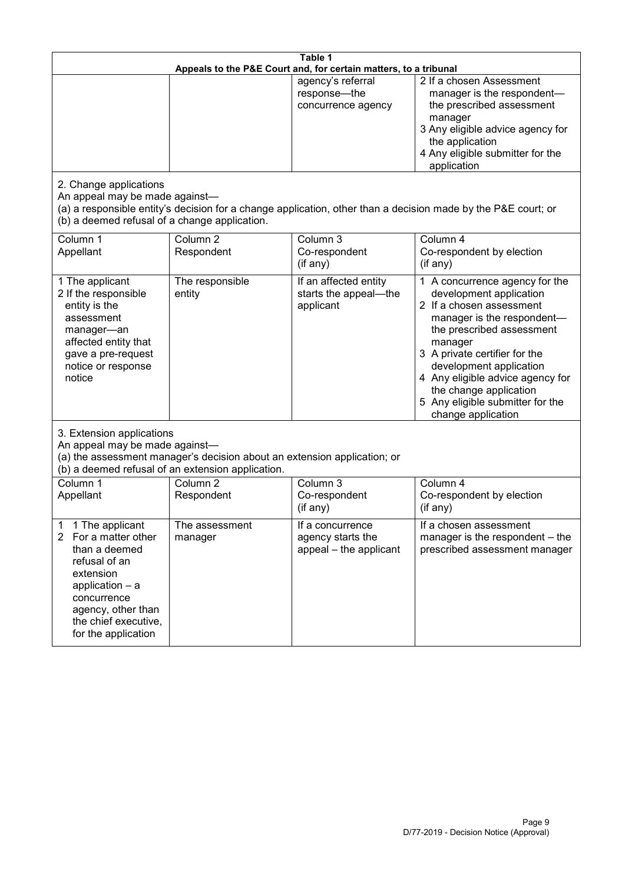**Table 1**
**Appeals to the P&E Court and, for certain matters, to a tribunal**

| | | | |
|---|---|---|---|
| | | agency's referral response—the concurrence agency | 2 If a chosen Assessment manager is the respondent—the prescribed assessment manager<br>3 Any eligible advice agency for the application<br>4 Any eligible submitter for the application |

2. Change applications
An appeal may be made against—
(a) a responsible entity's decision for a change application, other than a decision made by the P&E court; or
(b) a deemed refusal of a change application.

| Column 1<br>Appellant | Column 2<br>Respondent | Column 3<br>Co-respondent<br>(if any) | Column 4<br>Co-respondent by election<br>(if any) |
|---|---|---|---|
| 1 The applicant<br>2 If the responsible entity is the assessment manager—an affected entity that gave a pre-request notice or response notice | The responsible entity | If an affected entity starts the appeal—the applicant | 1 A concurrence agency for the development application<br>2 If a chosen assessment manager is the respondent—the prescribed assessment manager<br>3 A private certifier for the development application<br>4 Any eligible advice agency for the change application<br>5 Any eligible submitter for the change application |

3. Extension applications
An appeal may be made against—
(a) the assessment manager's decision about an extension application; or
(b) a deemed refusal of an extension application.

| Column 1<br>Appellant | Column 2<br>Respondent | Column 3<br>Co-respondent<br>(if any) | Column 4<br>Co-respondent by election<br>(if any) |
|---|---|---|---|
| 1 1 The applicant<br>2 For a matter other than a deemed refusal of an extension application – a concurrence agency, other than the chief executive, for the application | The assessment manager | If a concurrence agency starts the appeal – the applicant | If a chosen assessment manager is the respondent – the prescribed assessment manager |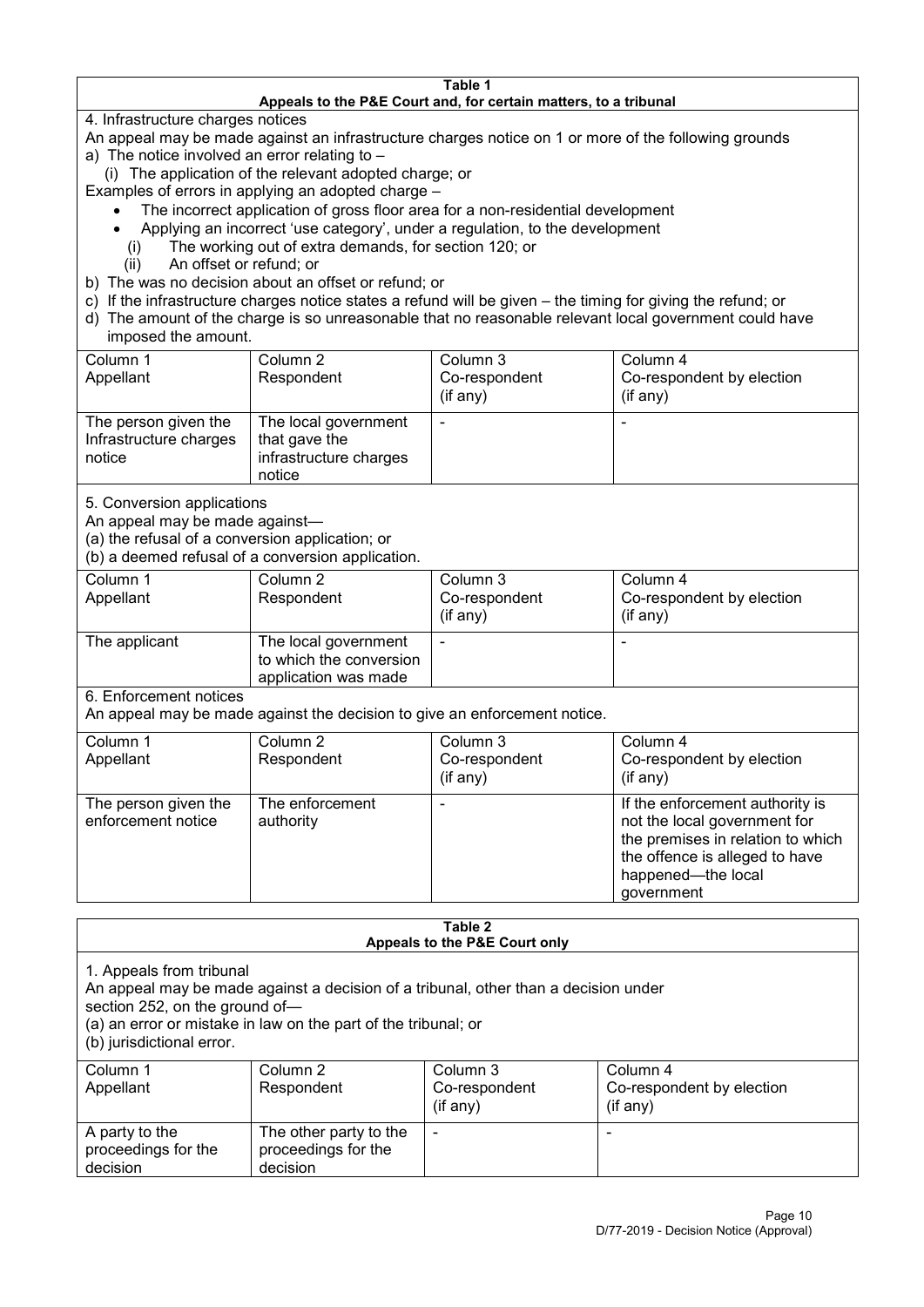**Table 1**
**Appeals to the P&E Court and, for certain matters, to a tribunal**

4. Infrastructure charges notices

An appeal may be made against an infrastructure charges notice on 1 or more of the following grounds

a) The notice involved an error relating to –

(i) The application of the relevant adopted charge; or

Examples of errors in applying an adopted charge –

- The incorrect application of gross floor area for a non-residential development
- Applying an incorrect 'use category', under a regulation, to the development

(i) The working out of extra demands, for section 120; or

(ii) An offset or refund; or

b) The was no decision about an offset or refund; or

c) If the infrastructure charges notice states a refund will be given – the timing for giving the refund; or

d) The amount of the charge is so unreasonable that no reasonable relevant local government could have imposed the amount.

| Column 1<br>Appellant | Column 2<br>Respondent | Column 3<br>Co-respondent<br>(if any) | Column 4<br>Co-respondent by election<br>(if any) |
|---|---|---|---|
| The person given the Infrastructure charges notice | The local government that gave the infrastructure charges notice | - | - |

5. Conversion applications

An appeal may be made against—

(a) the refusal of a conversion application; or

(b) a deemed refusal of a conversion application.

| Column 1<br>Appellant | Column 2<br>Respondent | Column 3<br>Co-respondent<br>(if any) | Column 4<br>Co-respondent by election<br>(if any) |
|---|---|---|---|
| The applicant | The local government to which the conversion application was made | - | - |

6. Enforcement notices

An appeal may be made against the decision to give an enforcement notice.

| Column 1<br>Appellant | Column 2<br>Respondent | Column 3<br>Co-respondent<br>(if any) | Column 4<br>Co-respondent by election<br>(if any) |
|---|---|---|---|
| The person given the enforcement notice | The enforcement authority | - | If the enforcement authority is not the local government for the premises in relation to which the offence is alleged to have happened—the local government |

**Table 2**
**Appeals to the P&E Court only**

1. Appeals from tribunal

An appeal may be made against a decision of a tribunal, other than a decision under section 252, on the ground of—

(a) an error or mistake in law on the part of the tribunal; or

(b) jurisdictional error.

| Column 1<br>Appellant | Column 2<br>Respondent | Column 3<br>Co-respondent<br>(if any) | Column 4<br>Co-respondent by election<br>(if any) |
|---|---|---|---|
| A party to the proceedings for the decision | The other party to the proceedings for the decision | - | - |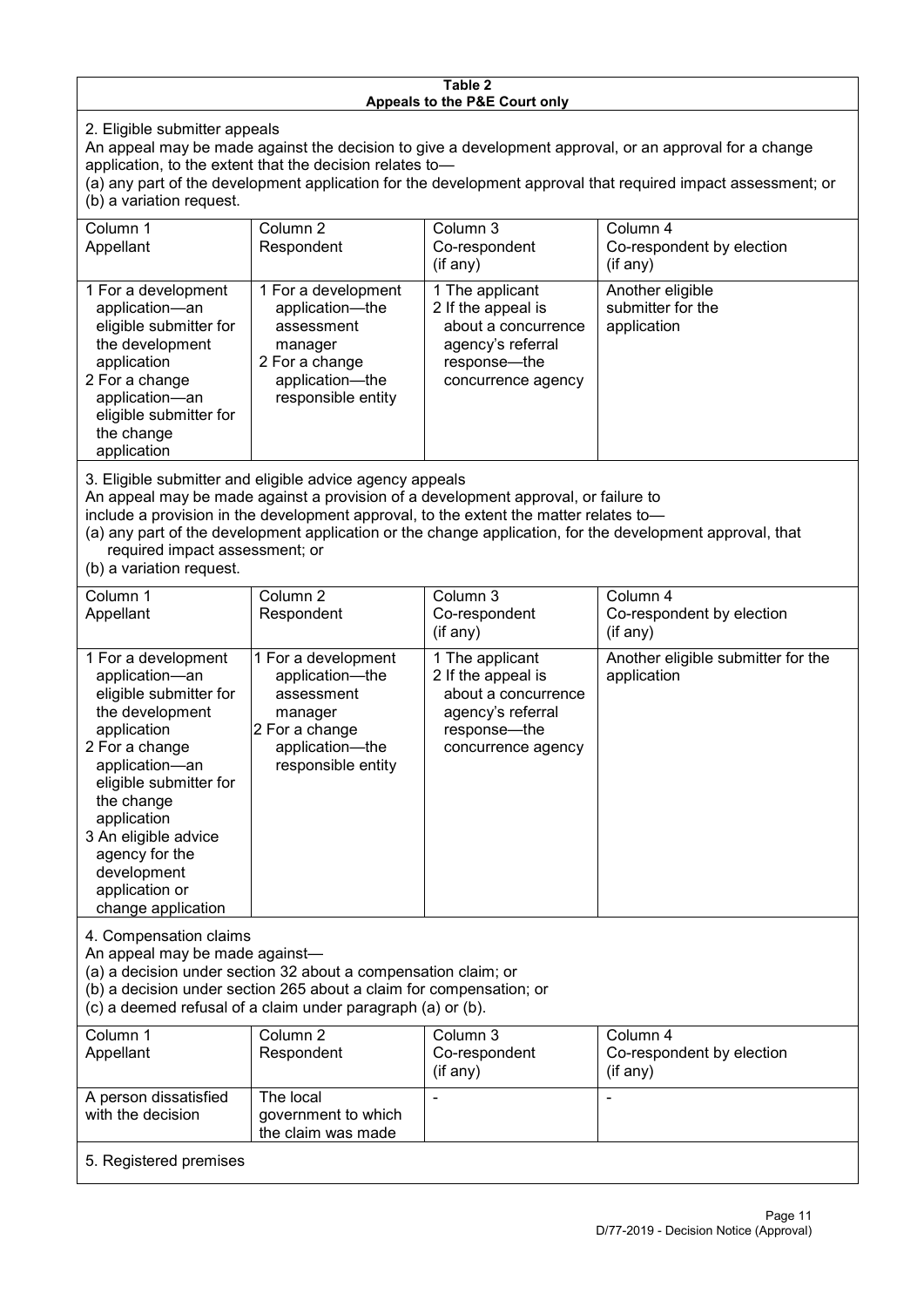**Table 2**
**Appeals to the P&E Court only**

2. Eligible submitter appeals

An appeal may be made against the decision to give a development approval, or an approval for a change application, to the extent that the decision relates to—
(a) any part of the development application for the development approval that required impact assessment; or
(b) a variation request.

| Column 1<br>Appellant | Column 2<br>Respondent | Column 3<br>Co-respondent<br>(if any) | Column 4<br>Co-respondent by election<br>(if any) |
|---|---|---|---|
| 1 For a development application—an eligible submitter for the development application<br>2 For a change application—an eligible submitter for the change application | 1 For a development application—the assessment manager<br>2 For a change application—the responsible entity | 1 The applicant<br>2 If the appeal is about a concurrence agency's referral response—the concurrence agency | Another eligible submitter for the application |

3. Eligible submitter and eligible advice agency appeals

An appeal may be made against a provision of a development approval, or failure to include a provision in the development approval, to the extent the matter relates to—
(a) any part of the development application or the change application, for the development approval, that required impact assessment; or
(b) a variation request.

| Column 1<br>Appellant | Column 2<br>Respondent | Column 3<br>Co-respondent<br>(if any) | Column 4<br>Co-respondent by election<br>(if any) |
|---|---|---|---|
| 1 For a development application—an eligible submitter for the development application<br>2 For a change application—an eligible submitter for the change application<br>3 An eligible advice agency for the development application or change application | 1 For a development application—the assessment manager<br>2 For a change application—the responsible entity | 1 The applicant<br>2 If the appeal is about a concurrence agency's referral response—the concurrence agency | Another eligible submitter for the application |

4. Compensation claims

An appeal may be made against—
(a) a decision under section 32 about a compensation claim; or
(b) a decision under section 265 about a claim for compensation; or
(c) a deemed refusal of a claim under paragraph (a) or (b).

| Column 1<br>Appellant | Column 2<br>Respondent | Column 3<br>Co-respondent<br>(if any) | Column 4<br>Co-respondent by election<br>(if any) |
|---|---|---|---|
| A person dissatisfied with the decision | The local government to which the claim was made | - | - |

5. Registered premises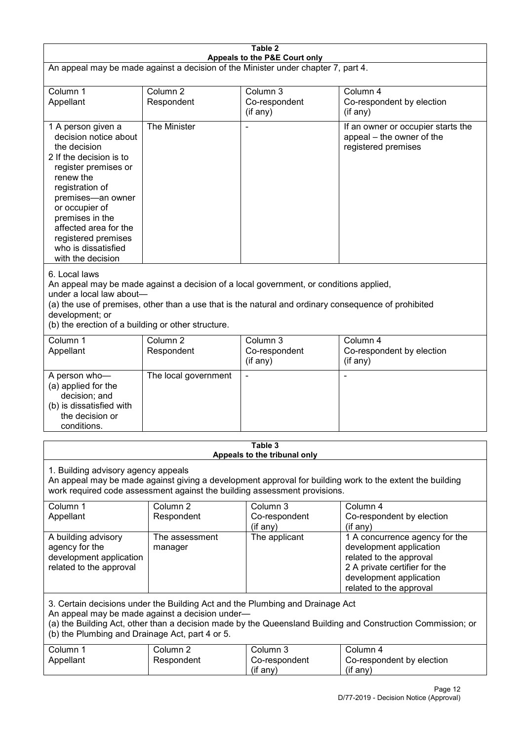**Table 2**
**Appeals to the P&E Court only**

An appeal may be made against a decision of the Minister under chapter 7, part 4.

| Column 1<br>Appellant | Column 2<br>Respondent | Column 3<br>Co-respondent<br>(if any) | Column 4<br>Co-respondent by election<br>(if any) |
|---|---|---|---|
| 1 A person given a decision notice about the decision<br>2 If the decision is to register premises or renew the registration of premises—an owner or occupier of premises in the affected area for the registered premises who is dissatisfied with the decision | The Minister | - | If an owner or occupier starts the appeal – the owner of the registered premises |

6. Local laws
An appeal may be made against a decision of a local government, or conditions applied, under a local law about—
(a) the use of premises, other than a use that is the natural and ordinary consequence of prohibited development; or
(b) the erection of a building or other structure.

| Column 1<br>Appellant | Column 2<br>Respondent | Column 3<br>Co-respondent<br>(if any) | Column 4<br>Co-respondent by election<br>(if any) |
|---|---|---|---|
| A person who—<br>(a) applied for the decision; and<br>(b) is dissatisfied with the decision or conditions. | The local government | - | - |

**Table 3**
**Appeals to the tribunal only**

1. Building advisory agency appeals
An appeal may be made against giving a development approval for building work to the extent the building work required code assessment against the building assessment provisions.

| Column 1<br>Appellant | Column 2<br>Respondent | Column 3<br>Co-respondent<br>(if any) | Column 4<br>Co-respondent by election<br>(if any) |
|---|---|---|---|
| A building advisory agency for the development application related to the approval | The assessment manager | The applicant | 1 A concurrence agency for the development application related to the approval<br>2 A private certifier for the development application related to the approval |

3. Certain decisions under the Building Act and the Plumbing and Drainage Act
An appeal may be made against a decision under—
(a) the Building Act, other than a decision made by the Queensland Building and Construction Commission; or
(b) the Plumbing and Drainage Act, part 4 or 5.

| Column 1<br>Appellant | Column 2<br>Respondent | Column 3<br>Co-respondent<br>(if any) | Column 4<br>Co-respondent by election<br>(if any) |
|---|---|---|---|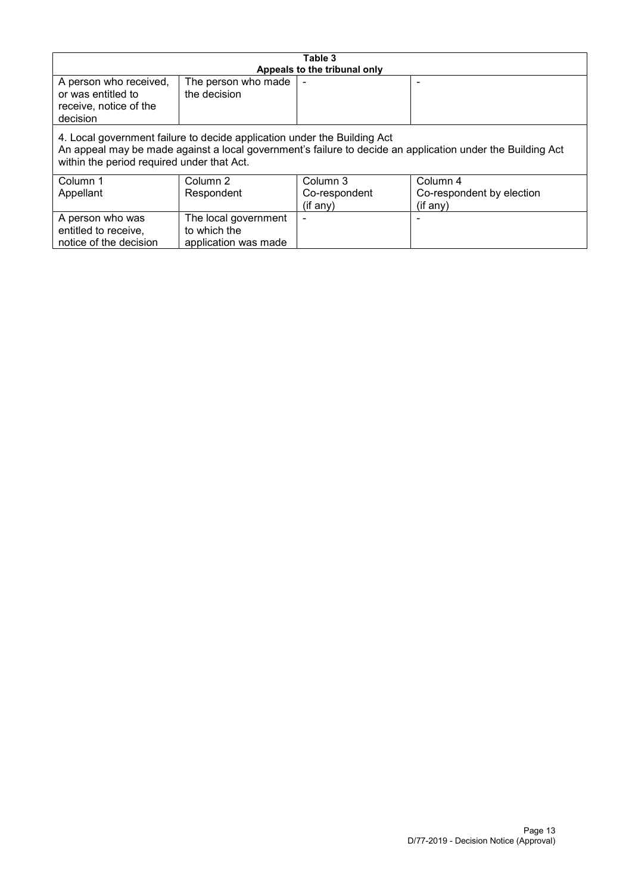| Table 3 | | | |
|---|---|---|---|
| **Appeals to the tribunal only** | | | |
| A person who received, or was entitled to receive, notice of the decision | The person who made the decision | - | - |
| 4. Local government failure to decide application under the Building Act<br>An appeal may be made against a local government's failure to decide an application under the Building Act within the period required under that Act. | | | |
| Column 1<br>Appellant | Column 2<br>Respondent | Column 3<br>Co-respondent<br>(if any) | Column 4<br>Co-respondent by election<br>(if any) |
| A person who was entitled to receive, notice of the decision | The local government to which the application was made | - | - |

D/77-2019 - Decision Notice (Approval)